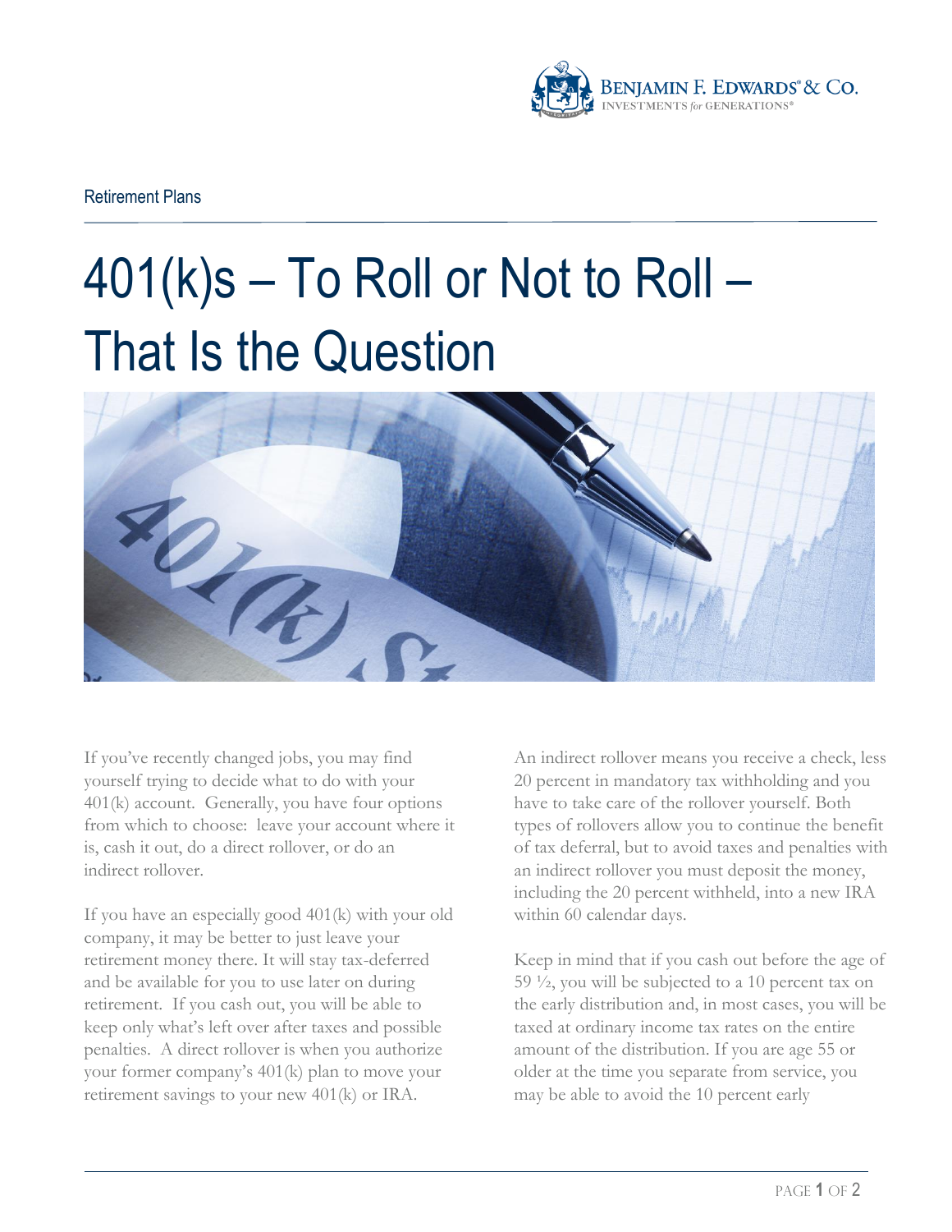Retirement Plans

# 401(k)s – To Roll or Not to Roll – That Is the Question

If you've recently changed jobs, you may find yourself trying to decide what to do with your 401(k) account. Generally, you have four options from which to choose: leave your account where it is, cash it out, do a direct rollover, or do an indirect rollover.

If you have an especially good 401(k) with your old company, it may be better to just leave your retirement money there. It will stay tax-deferred and be available for you to use later on during retirement. If you cash out, you will be able to keep only what's left over after taxes and possible penalties. A direct rollover is when you authorize your former company's 401(k) plan to move your retirement savings to your new 401(k) or IRA.

An indirect rollover means you receive a check, less 20 percent in mandatory tax withholding and you have to take care of the rollover yourself. Both types of rollovers allow you to continue the benefit of tax deferral, but to avoid taxes and penalties with an indirect rollover you must deposit the money, including the 20 percent withheld, into a new IRA within 60 calendar days.

Keep in mind that if you cash out before the age of 59 ½, you will be subjected to a 10 percent tax on the early distribution and, in most cases, you will be taxed at ordinary income tax rates on the entire amount of the distribution. If you are age 55 or older at the time you separate from service, you may be able to avoid the 10 percent early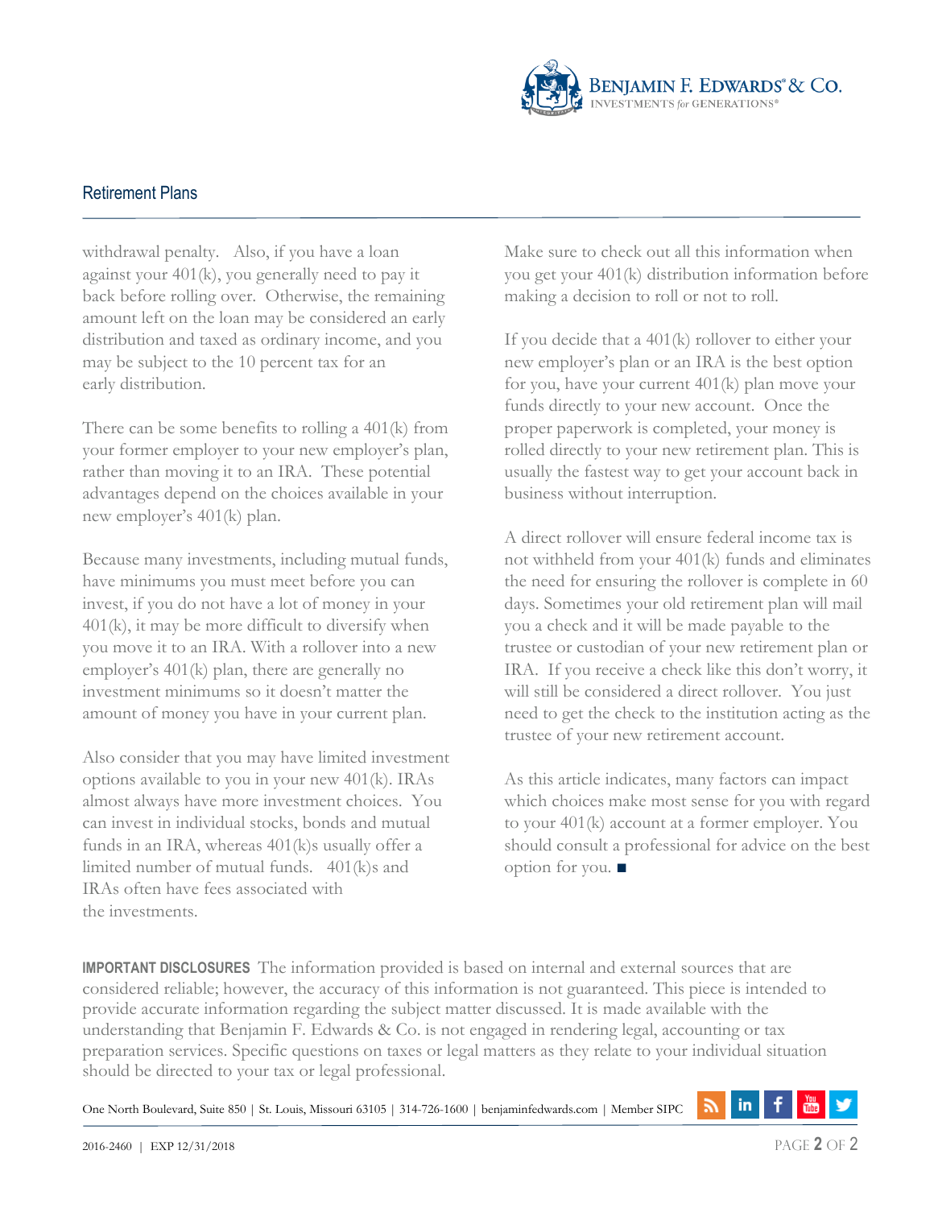withdrawal penalty. Also, if you have a loan against your 401(k), you generally need to pay it back before rolling over. Otherwise, the remaining amount left on the loan may be considered an early distribution and taxed as ordinary income, and you may be subject to the 10 percent tax for an early distribution.

There can be some benefits to rolling a 401(k) from your former employer to your new employer's plan, rather than moving it to an IRA. These potential advantages depend on the choices available in your new employer's 401(k) plan.

Because many investments, including mutual funds, have minimums you must meet before you can invest, if you do not have a lot of money in your 401(k), it may be more difficult to diversify when you move it to an IRA. With a rollover into a new employer's 401(k) plan, there are generally no investment minimums so it doesn't matter the amount of money you have in your current plan.

Also consider that you may have limited investment options available to you in your new 401(k). IRAs almost always have more investment choices. You can invest in individual stocks, bonds and mutual funds in an IRA, whereas 401(k)s usually offer a limited number of mutual funds. 401(k)s and IRAs often have fees associated with the investments.

Make sure to check out all this information when you get your 401(k) distribution information before making a decision to roll or not to roll.

If you decide that a 401(k) rollover to either your new employer's plan or an IRA is the best option for you, have your current 401(k) plan move your funds directly to your new account. Once the proper paperwork is completed, your money is rolled directly to your new retirement plan. This is usually the fastest way to get your account back in business without interruption.

A direct rollover will ensure federal income tax is not withheld from your 401(k) funds and eliminates the need for ensuring the rollover is complete in 60 days. Sometimes your old retirement plan will mail you a check and it will be made payable to the trustee or custodian of your new retirement plan or IRA. If you receive a check like this don't worry, it will still be considered a direct rollover. You just need to get the check to the institution acting as the trustee of your new retirement account.

As this article indicates, many factors can impact which choices make most sense for you with regard to your 401(k) account at a former employer. You should consult a professional for advice on the best option for you. ■

**IMPORTANT DISCLOSURES** The information provided is based on internal and external sources that are considered reliable; however, the accuracy of this information is not guaranteed. This piece is intended to provide accurate information regarding the subject matter discussed. It is made available with the understanding that Benjamin F. Edwards & Co. is not engaged in rendering legal, accounting or tax preparation services. Specific questions on taxes or legal matters as they relate to your individual situation should be directed to your tax or legal professional.

One North Boulevard, Suite 850 | St. Louis, Missouri 63105 | 314-726-1600 | benjaminfedwards.com | Member SIPC

2016-2460 | EXP 12/31/2018